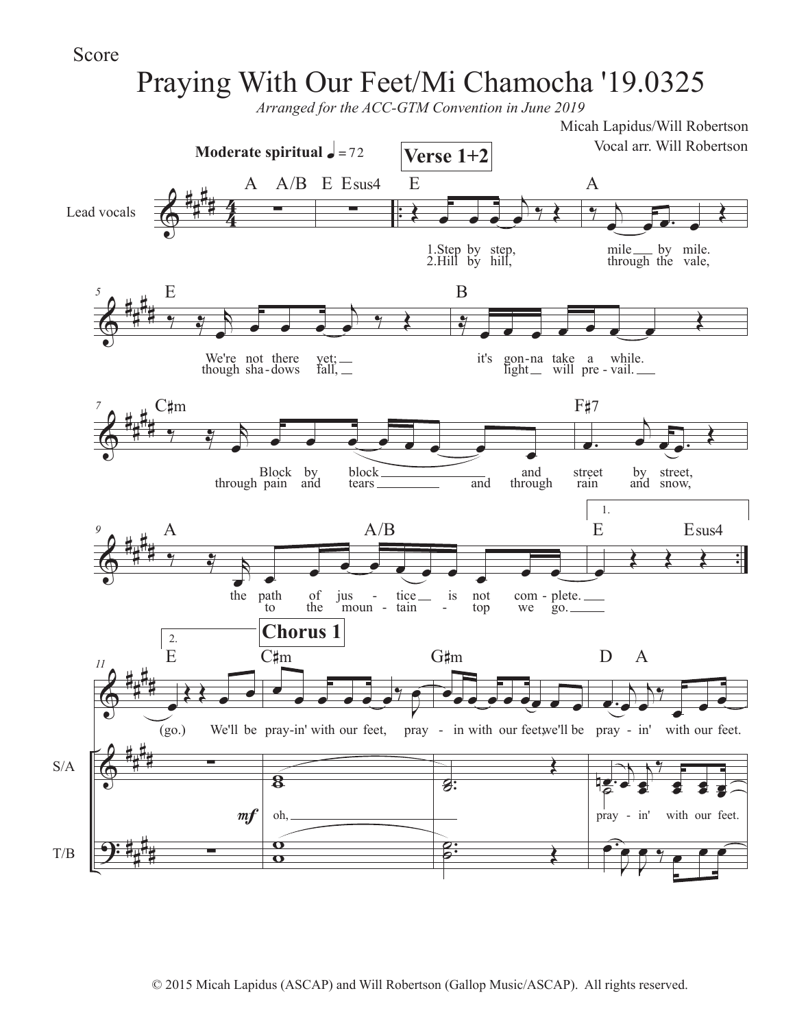Score

# Praying With Our Feet/Mi Chamocha '19.0325

*Arranged for the ACC-GTM Convention in June 2019*

Micah Lapidus/Will Robertson
Vocal arr. Will Robertson

**Moderate spiritual** ♩ = 72

**Verse 1+2**

Lead vocals

A A/B E Esus4 | E | A

1.Step by step, mile by mile.
2.Hill by hill, through the vale,

E | B

We're not there yet; it's gon-na take a while.
though sha-dows fall, light will pre-vail.

C♯m | F♯7

Block by block and street by street,
through pain and tears and through rain and snow,

A | A/B | 1. E Esus4

the path of jus-tice is not com-plete.
to the moun-tain-top we go.

**Chorus 1**

2. E | C♯m | G♯m | D A

(go.) We'll be pray-in' with our feet, pray-in with our feet, we'll be pray-in' with our feet.

S/A: *mf* oh, pray-in' with our feet.

T/B

© 2015 Micah Lapidus (ASCAP) and Will Robertson (Gallop Music/ASCAP). All rights reserved.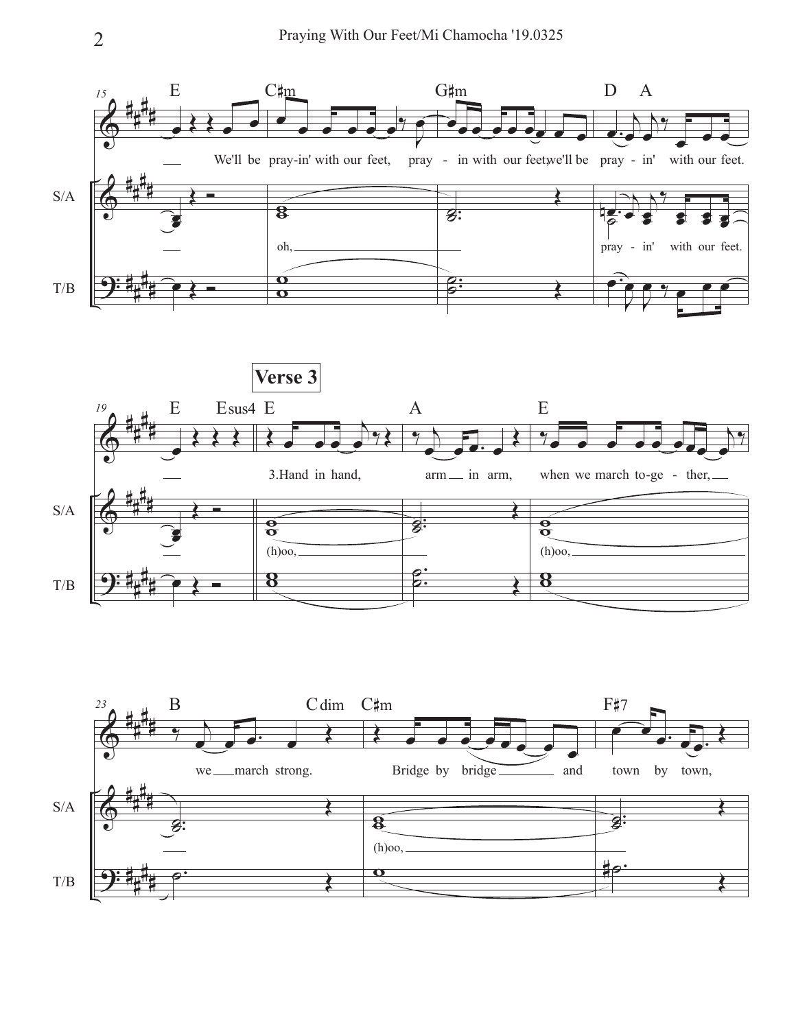**Verse 3**

We'll be pray-in' with our feet, pray - in with our feet, we'll be pray - in' with our feet.

oh,

pray - in' with our feet.

3.Hand in hand, arm in arm, when we march to-ge - ther,

(h)oo,

(h)oo,

we march strong. Bridge by bridge and town by town,

(h)oo,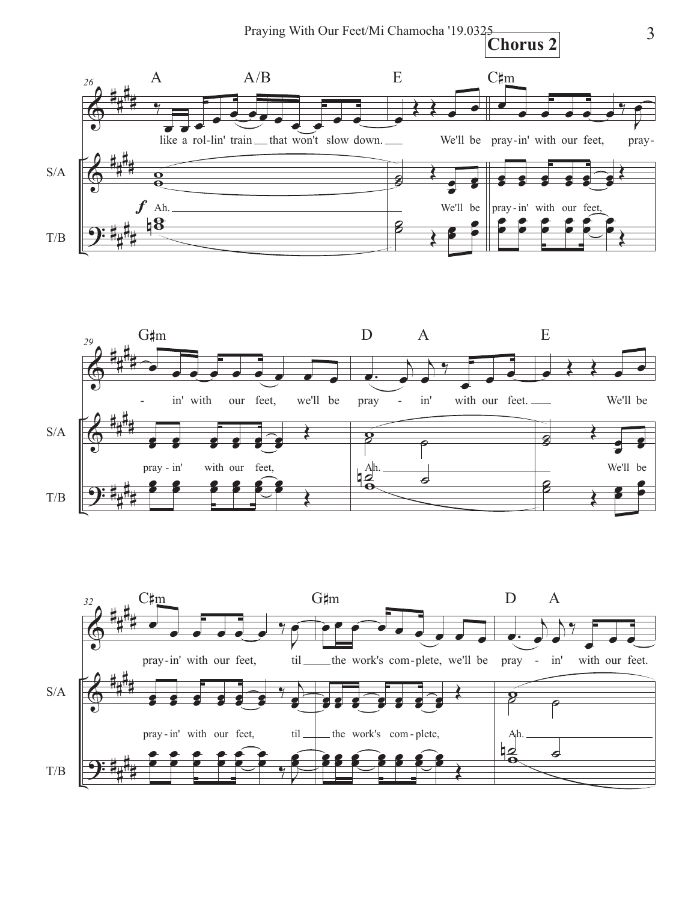**Chorus 2**

26

A A/B E C♯m

like a rol-lin' train __ that won't slow down. __ We'll be pray-in' with our feet, pray-

S/A: *f* Ah. __ We'll be pray - in' with our feet,

T/B

29

G♯m D A E

- in' with our feet, we'll be pray - in' with our feet. __ We'll be

S/A: pray - in' with our feet, Ah. __ We'll be

T/B

32

C♯m G♯m D A

pray-in' with our feet, til __ the work's com-plete, we'll be pray - in' with our feet.

S/A: pray - in' with our feet, til __ the work's com - plete, Ah. __

T/B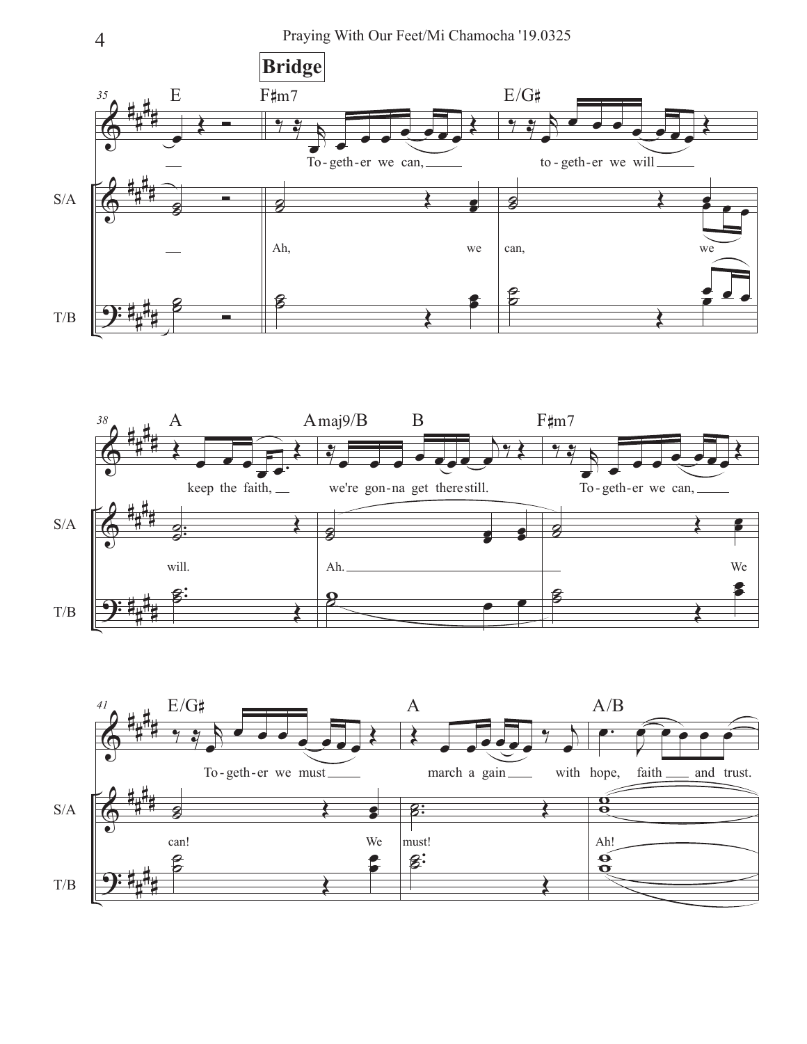**Bridge**

35 E F♯m7 E/G♯

To-geth-er we can, to-geth-er we will

S/A: Ah, we can, we

T/B

38 A Amaj9/B B F♯m7

keep the faith, we're gon-na get there still. To-geth-er we can,

S/A: will. Ah. We

T/B

41 E/G♯ A A/B

To-geth-er we must march a gain with hope, faith and trust.

S/A: can! We must! Ah!

T/B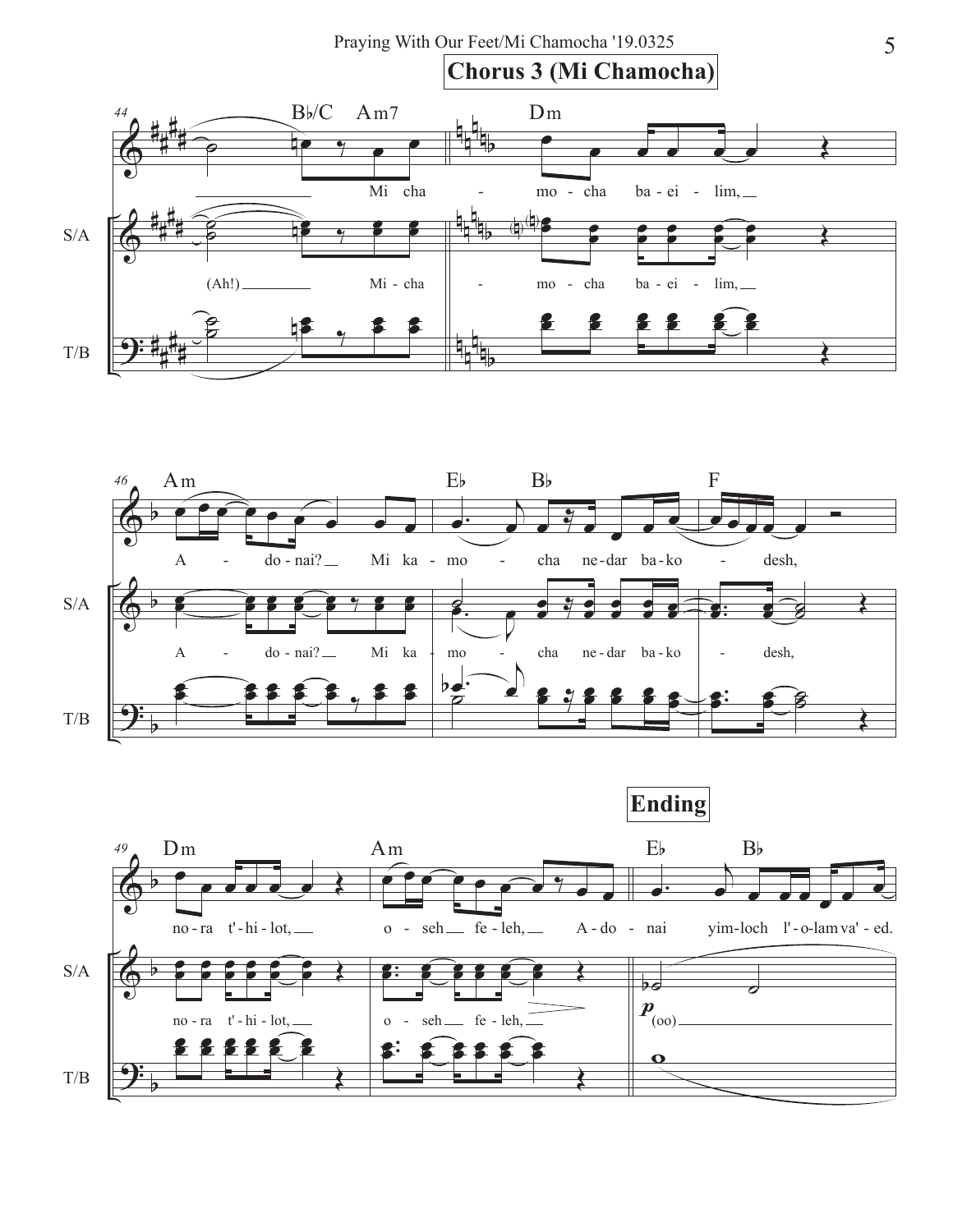## Chorus 3 (Mi Chamocha)

Mi cha - mo - cha ba - ei - lim,

A - do - nai? Mi ka - mo - cha ne - dar ba - ko - desh,

no - ra t'- hi - lot, o - seh fe - leh,

## Ending

A - do - nai yim - loch l' - o - lam va' - ed.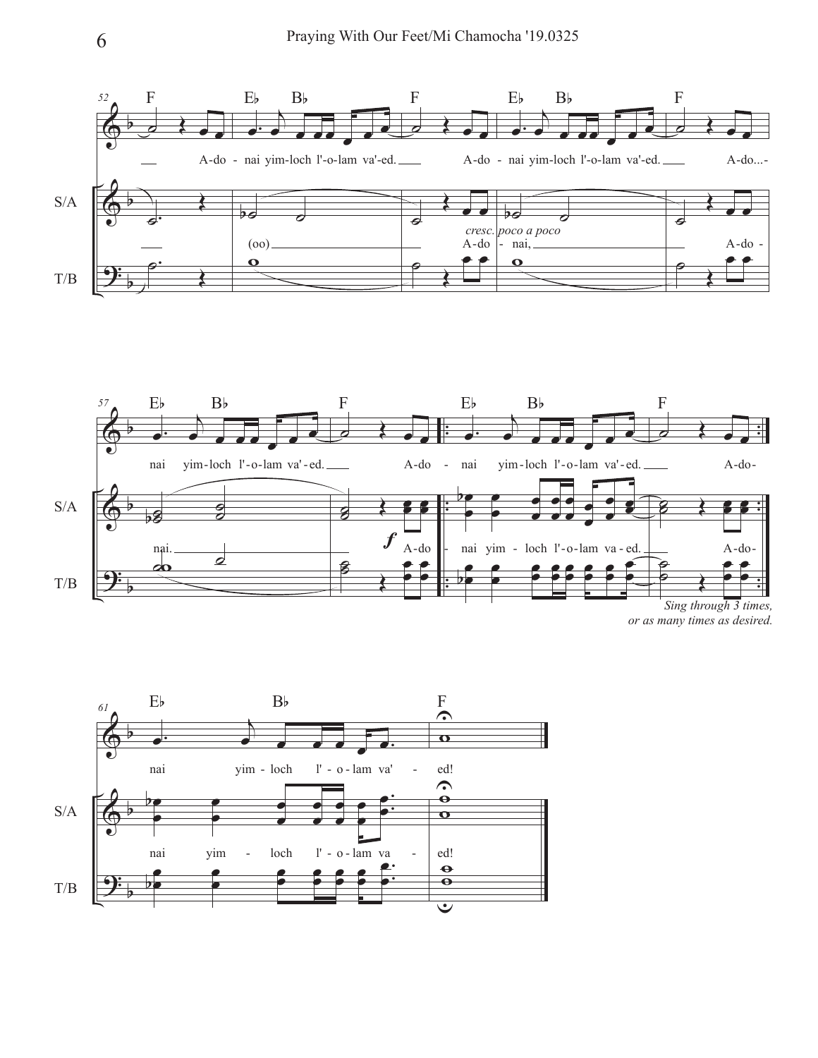52

F E♭ B♭ F E♭ B♭ F

A-do - nai yim-loch l'-o-lam va'-ed. A-do - nai yim-loch l'-o-lam va'-ed. A-do...-

S/A

*cresc. poco a poco*

(oo) A-do - nai, A-do -

T/B

57

E♭ B♭ F E♭ B♭ F

nai yim-loch l'-o-lam va'-ed. A-do - nai yim-loch l'-o-lam va'-ed. A-do-

S/A

*f*

nai. A-do - nai yim - loch l'-o-lam va-ed. A-do-

T/B

*Sing through 3 times, or as many times as desired.*

61

E♭ B♭ F

nai yim - loch l' - o - lam va' - ed!

S/A

nai yim - loch l' - o - lam va - ed!

T/B